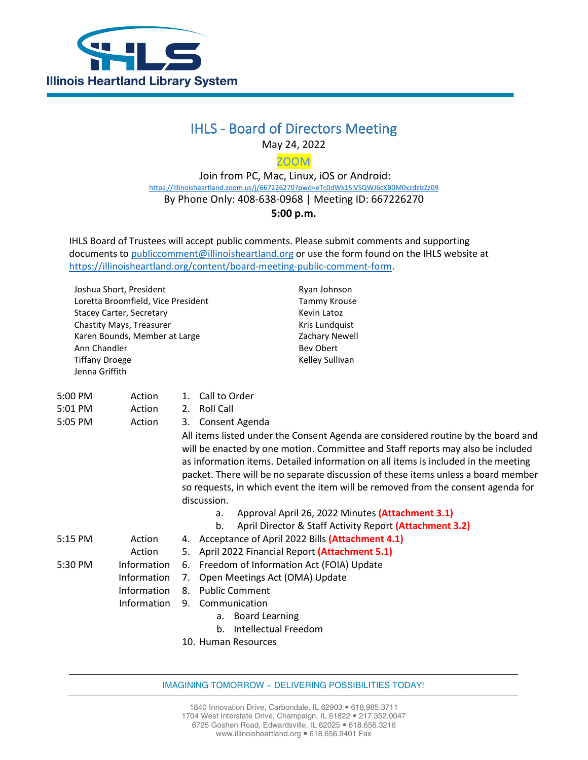Illinois Heartland Library System

# IHLS - Board of Directors Meeting

May 24, 2022

ZOOM

Join from PC, Mac, Linux, iOS or Android:

https://Illinoisheartland.zoom.us/j/667226270?pwd=eTc0dWk1SlVSQWJ6cXB0M0xzdzlzZz09

By Phone Only: 408-638-0968 | Meeting ID: 667226270

**5:00 p.m.**

IHLS Board of Trustees will accept public comments. Please submit comments and supporting documents to publiccomment@illinoisheartland.org or use the form found on the IHLS website at https://illinoisheartland.org/content/board-meeting-public-comment-form.

Joshua Short, President
Loretta Broomfield, Vice President
Stacey Carter, Secretary
Chastity Mays, Treasurer
Karen Bounds, Member at Large
Ann Chandler
Tiffany Droege
Jenna Griffith
Ryan Johnson
Tammy Krouse
Kevin Latoz
Kris Lundquist
Zachary Newell
Bev Obert
Kelley Sullivan

| | | |
|---|---|---|
| 5:00 PM | Action | 1. Call to Order |
| 5:01 PM | Action | 2. Roll Call |
| 5:05 PM | Action | 3. Consent Agenda |

All items listed under the Consent Agenda are considered routine by the board and will be enacted by one motion. Committee and Staff reports may also be included as information items. Detailed information on all items is included in the meeting packet. There will be no separate discussion of these items unless a board member so requests, in which event the item will be removed from the consent agenda for discussion.

a. Approval April 26, 2022 Minutes **(Attachment 3.1)**
b. April Director & Staff Activity Report **(Attachment 3.2)**

| | | |
|---|---|---|
| 5:15 PM | Action | 4. Acceptance of April 2022 Bills **(Attachment 4.1)** |
| | Action | 5. April 2022 Financial Report **(Attachment 5.1)** |
| 5:30 PM | Information | 6. Freedom of Information Act (FOIA) Update |
| | Information | 7. Open Meetings Act (OMA) Update |
| | Information | 8. Public Comment |
| | Information | 9. Communication |

a. Board Learning
b. Intellectual Freedom

10. Human Resources

IMAGINING TOMORROW ~ DELIVERING POSSIBILITIES TODAY!

1840 Innovation Drive, Carbondale, IL 62903 • 618.985.3711
1704 West Interstate Drive, Champaign, IL 61822 • 217.352.0047
6725 Goshen Road, Edwardsville, IL 62025 • 618.656.3216
www.illinoisheartland.org ▪ 618.656.9401 Fax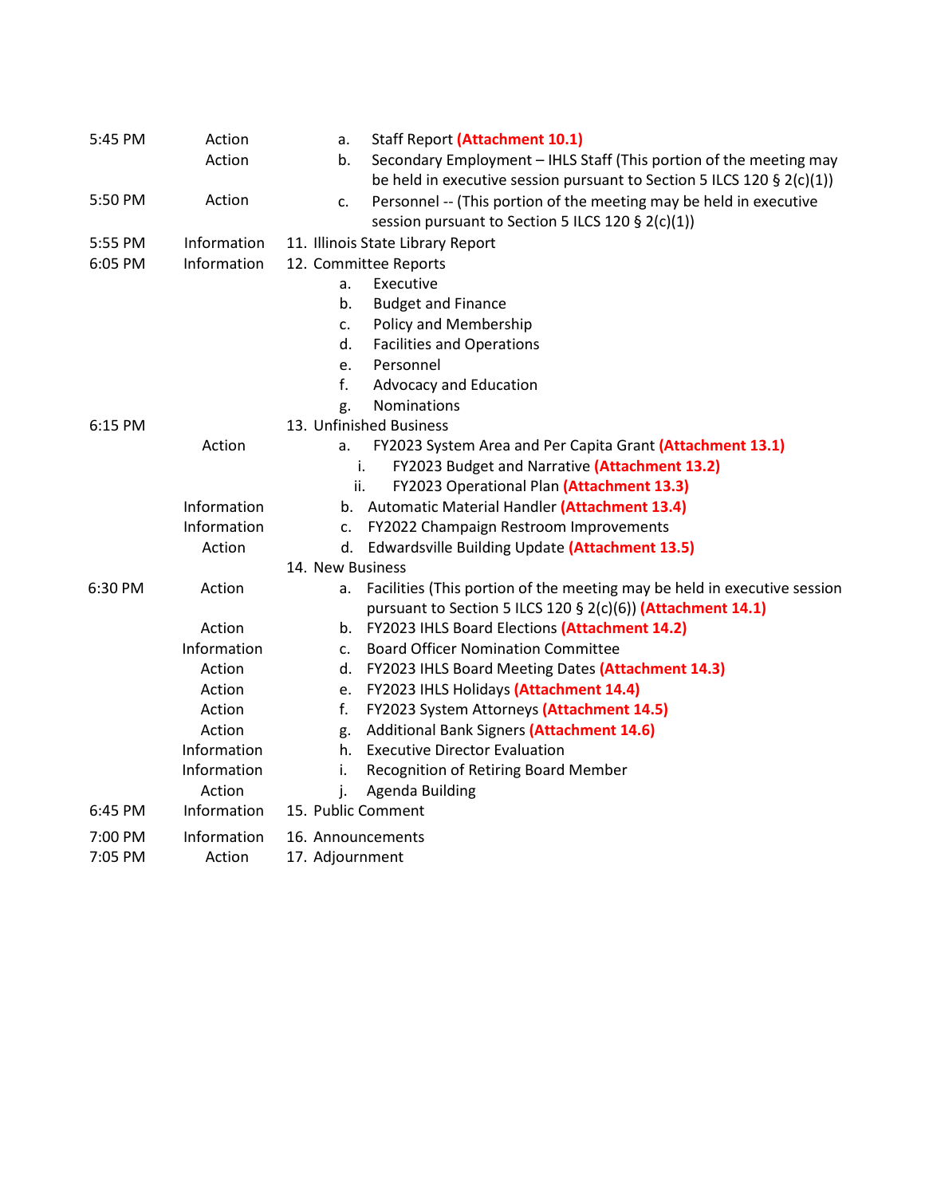| | | |
|---|---|---|
| 5:45 PM | Action | a. Staff Report **(Attachment 10.1)** |
| | Action | b. Secondary Employment – IHLS Staff (This portion of the meeting may be held in executive session pursuant to Section 5 ILCS 120 § 2(c)(1)) |
| 5:50 PM | Action | c. Personnel -- (This portion of the meeting may be held in executive session pursuant to Section 5 ILCS 120 § 2(c)(1)) |
| 5:55 PM | Information | 11. Illinois State Library Report |
| 6:05 PM | Information | 12. Committee Reports |
| | | a. Executive |
| | | b. Budget and Finance |
| | | c. Policy and Membership |
| | | d. Facilities and Operations |
| | | e. Personnel |
| | | f. Advocacy and Education |
| | | g. Nominations |
| 6:15 PM | | 13. Unfinished Business |
| | Action | a. FY2023 System Area and Per Capita Grant **(Attachment 13.1)** |
| | | i. FY2023 Budget and Narrative **(Attachment 13.2)** |
| | | ii. FY2023 Operational Plan **(Attachment 13.3)** |
| | Information | b. Automatic Material Handler **(Attachment 13.4)** |
| | Information | c. FY2022 Champaign Restroom Improvements |
| | Action | d. Edwardsville Building Update **(Attachment 13.5)** |
| | | 14. New Business |
| 6:30 PM | Action | a. Facilities (This portion of the meeting may be held in executive session pursuant to Section 5 ILCS 120 § 2(c)(6)) **(Attachment 14.1)** |
| | Action | b. FY2023 IHLS Board Elections **(Attachment 14.2)** |
| | Information | c. Board Officer Nomination Committee |
| | Action | d. FY2023 IHLS Board Meeting Dates **(Attachment 14.3)** |
| | Action | e. FY2023 IHLS Holidays **(Attachment 14.4)** |
| | Action | f. FY2023 System Attorneys **(Attachment 14.5)** |
| | Action | g. Additional Bank Signers **(Attachment 14.6)** |
| | Information | h. Executive Director Evaluation |
| | Information | i. Recognition of Retiring Board Member |
| | Action | j. Agenda Building |
| 6:45 PM | Information | 15. Public Comment |
| 7:00 PM | Information | 16. Announcements |
| 7:05 PM | Action | 17. Adjournment |